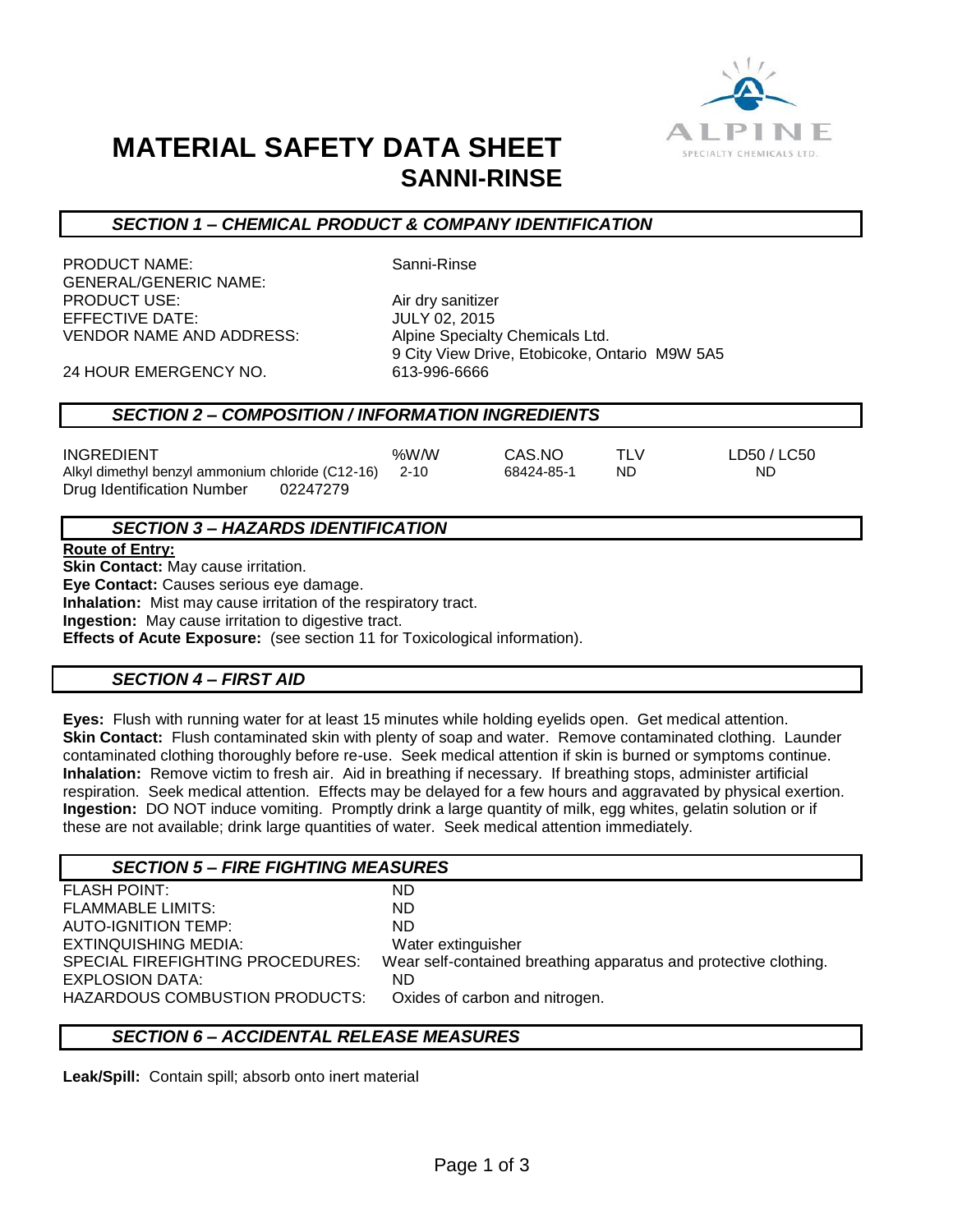# MATERIAL SAFETY DATA SHEET
## SANNI-RINSE

### *SECTION 1 – CHEMICAL PRODUCT & COMPANY IDENTIFICATION*

| | |
|---|---|
| PRODUCT NAME: | Sanni-Rinse |
| GENERAL/GENERIC NAME: | |
| PRODUCT USE: | Air dry sanitizer |
| EFFECTIVE DATE: | JULY 02, 2015 |
| VENDOR NAME AND ADDRESS: | Alpine Specialty Chemicals Ltd.<br>9 City View Drive, Etobicoke, Ontario M9W 5A5 |
| 24 HOUR EMERGENCY NO. | 613-996-6666 |

### *SECTION 2 – COMPOSITION / INFORMATION INGREDIENTS*

| INGREDIENT | %W/W | CAS.NO | TLV | LD50 / LC50 |
|---|---|---|---|---|
| Alkyl dimethyl benzyl ammonium chloride (C12-16) | 2-10 | 68424-85-1 | ND | ND |

Drug Identification Number 02247279

### *SECTION 3 – HAZARDS IDENTIFICATION*

**Route of Entry:**
**Skin Contact:** May cause irritation.
**Eye Contact:** Causes serious eye damage.
**Inhalation:** Mist may cause irritation of the respiratory tract.
**Ingestion:** May cause irritation to digestive tract.
**Effects of Acute Exposure:** (see section 11 for Toxicological information).

### *SECTION 4 – FIRST AID*

**Eyes:** Flush with running water for at least 15 minutes while holding eyelids open. Get medical attention.
**Skin Contact:** Flush contaminated skin with plenty of soap and water. Remove contaminated clothing. Launder contaminated clothing thoroughly before re-use. Seek medical attention if skin is burned or symptoms continue.
**Inhalation:** Remove victim to fresh air. Aid in breathing if necessary. If breathing stops, administer artificial respiration. Seek medical attention. Effects may be delayed for a few hours and aggravated by physical exertion.
**Ingestion:** DO NOT induce vomiting. Promptly drink a large quantity of milk, egg whites, gelatin solution or if these are not available; drink large quantities of water. Seek medical attention immediately.

### *SECTION 5 – FIRE FIGHTING MEASURES*

| | |
|---|---|
| FLASH POINT: | ND |
| FLAMMABLE LIMITS: | ND |
| AUTO-IGNITION TEMP: | ND |
| EXTINQUISHING MEDIA: | Water extinguisher |
| SPECIAL FIREFIGHTING PROCEDURES: | Wear self-contained breathing apparatus and protective clothing. |
| EXPLOSION DATA: | ND |
| HAZARDOUS COMBUSTION PRODUCTS: | Oxides of carbon and nitrogen. |

### *SECTION 6 – ACCIDENTAL RELEASE MEASURES*

**Leak/Spill:** Contain spill; absorb onto inert material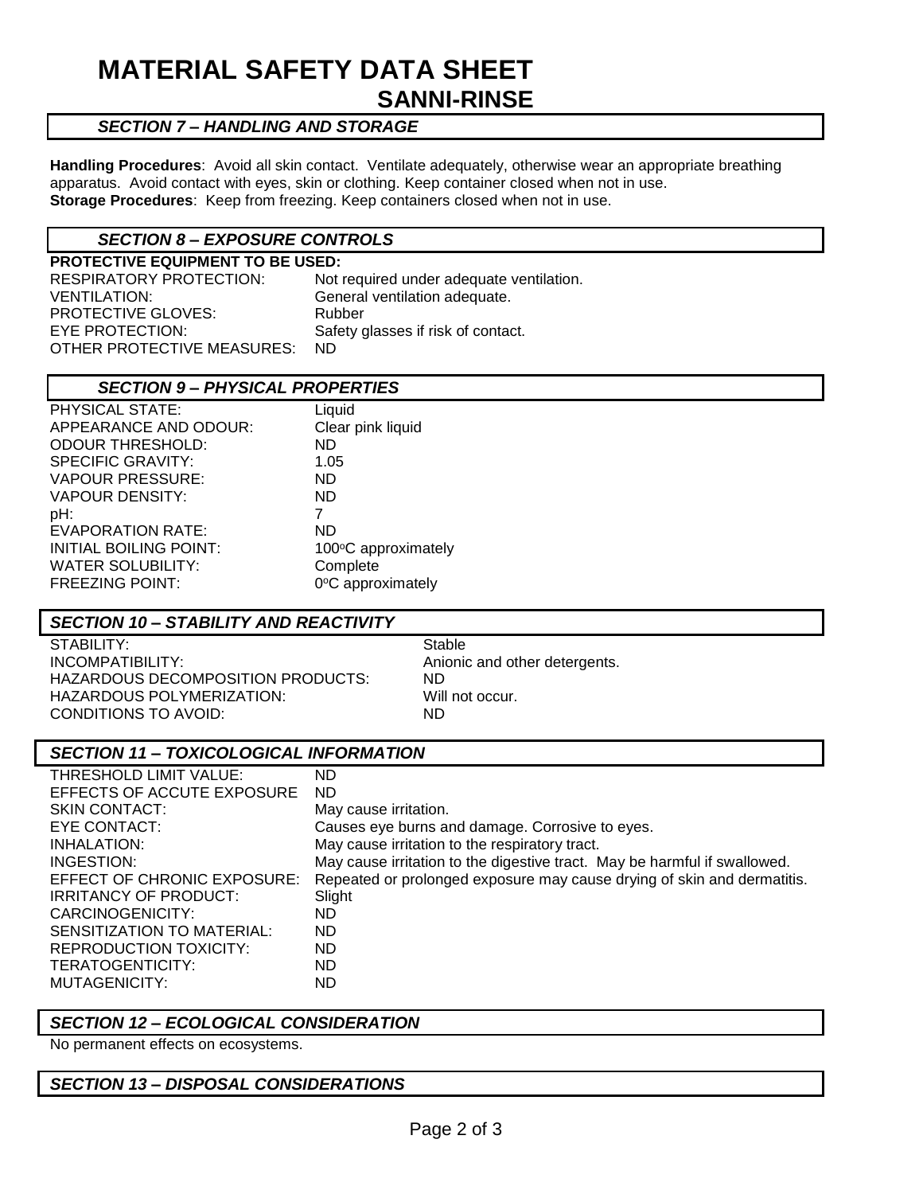# MATERIAL SAFETY DATA SHEET
## SANNI-RINSE

### *SECTION 7 – HANDLING AND STORAGE*

**Handling Procedures**: Avoid all skin contact. Ventilate adequately, otherwise wear an appropriate breathing apparatus. Avoid contact with eyes, skin or clothing. Keep container closed when not in use.
**Storage Procedures**: Keep from freezing. Keep containers closed when not in use.

### *SECTION 8 – EXPOSURE CONTROLS*

**PROTECTIVE EQUIPMENT TO BE USED:**

| | |
|---|---|
| RESPIRATORY PROTECTION: | Not required under adequate ventilation. |
| VENTILATION: | General ventilation adequate. |
| PROTECTIVE GLOVES: | Rubber |
| EYE PROTECTION: | Safety glasses if risk of contact. |
| OTHER PROTECTIVE MEASURES: | ND |

### *SECTION 9 – PHYSICAL PROPERTIES*

| | |
|---|---|
| PHYSICAL STATE: | Liquid |
| APPEARANCE AND ODOUR: | Clear pink liquid |
| ODOUR THRESHOLD: | ND |
| SPECIFIC GRAVITY: | 1.05 |
| VAPOUR PRESSURE: | ND |
| VAPOUR DENSITY: | ND |
| pH: | 7 |
| EVAPORATION RATE: | ND |
| INITIAL BOILING POINT: | 100$^{o}$C approximately |
| WATER SOLUBILITY: | Complete |
| FREEZING POINT: | 0$^{o}$C approximately |

### *SECTION 10 – STABILITY AND REACTIVITY*

| | |
|---|---|
| STABILITY: | Stable |
| INCOMPATIBILITY: | Anionic and other detergents. |
| HAZARDOUS DECOMPOSITION PRODUCTS: | ND |
| HAZARDOUS POLYMERIZATION: | Will not occur. |
| CONDITIONS TO AVOID: | ND |

### *SECTION 11 – TOXICOLOGICAL INFORMATION*

| | |
|---|---|
| THRESHOLD LIMIT VALUE: | ND |
| EFFECTS OF ACCUTE EXPOSURE | ND |
| SKIN CONTACT: | May cause irritation. |
| EYE CONTACT: | Causes eye burns and damage. Corrosive to eyes. |
| INHALATION: | May cause irritation to the respiratory tract. |
| INGESTION: | May cause irritation to the digestive tract. May be harmful if swallowed. |
| EFFECT OF CHRONIC EXPOSURE: | Repeated or prolonged exposure may cause drying of skin and dermatitis. |
| IRRITANCY OF PRODUCT: | Slight |
| CARCINOGENICITY: | ND |
| SENSITIZATION TO MATERIAL: | ND |
| REPRODUCTION TOXICITY: | ND |
| TERATOGENTICITY: | ND |
| MUTAGENICITY: | ND |

### *SECTION 12 – ECOLOGICAL CONSIDERATION*

No permanent effects on ecosystems.

### *SECTION 13 – DISPOSAL CONSIDERATIONS*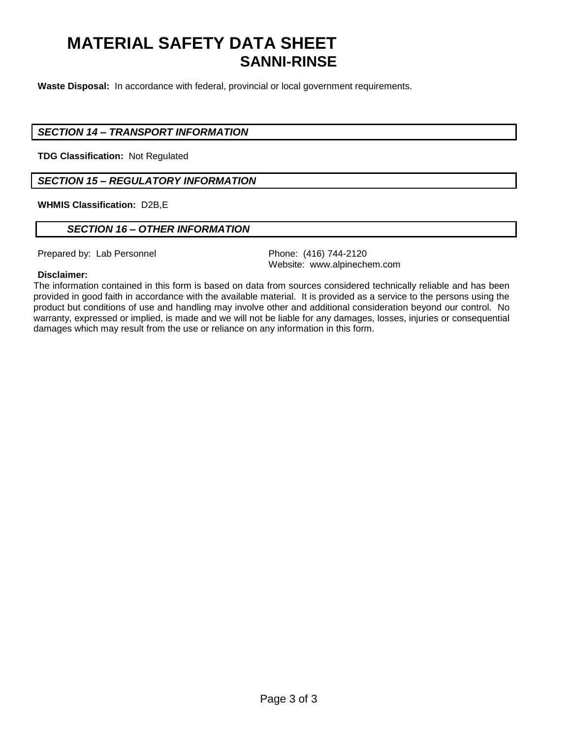**Waste Disposal:** In accordance with federal, provincial or local government requirements.

## *SECTION 14 – TRANSPORT INFORMATION*

**TDG Classification:** Not Regulated

## *SECTION 15 – REGULATORY INFORMATION*

**WHMIS Classification:** D2B,E

## *SECTION 16 – OTHER INFORMATION*

Prepared by: Lab Personnel

Phone: (416) 744-2120
Website: www.alpinechem.com

**Disclaimer:**

The information contained in this form is based on data from sources considered technically reliable and has been provided in good faith in accordance with the available material. It is provided as a service to the persons using the product but conditions of use and handling may involve other and additional consideration beyond our control. No warranty, expressed or implied, is made and we will not be liable for any damages, losses, injuries or consequential damages which may result from the use or reliance on any information in this form.